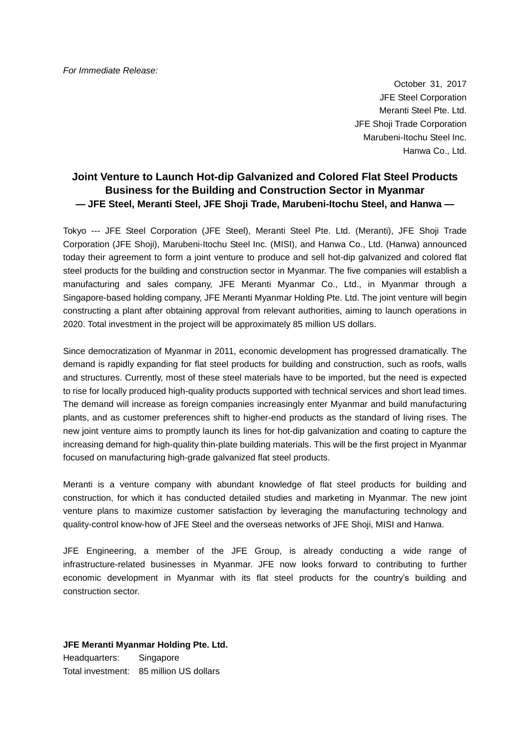*For Immediate Release:*

October 31, 2017
JFE Steel Corporation
Meranti Steel Pte. Ltd.
JFE Shoji Trade Corporation
Marubeni-Itochu Steel Inc.
Hanwa Co., Ltd.

# Joint Venture to Launch Hot-dip Galvanized and Colored Flat Steel Products Business for the Building and Construction Sector in Myanmar

### — JFE Steel, Meranti Steel, JFE Shoji Trade, Marubeni-Itochu Steel, and Hanwa —

Tokyo --- JFE Steel Corporation (JFE Steel), Meranti Steel Pte. Ltd. (Meranti), JFE Shoji Trade Corporation (JFE Shoji), Marubeni-Itochu Steel Inc. (MISI), and Hanwa Co., Ltd. (Hanwa) announced today their agreement to form a joint venture to produce and sell hot-dip galvanized and colored flat steel products for the building and construction sector in Myanmar. The five companies will establish a manufacturing and sales company, JFE Meranti Myanmar Co., Ltd., in Myanmar through a Singapore-based holding company, JFE Meranti Myanmar Holding Pte. Ltd. The joint venture will begin constructing a plant after obtaining approval from relevant authorities, aiming to launch operations in 2020. Total investment in the project will be approximately 85 million US dollars.

Since democratization of Myanmar in 2011, economic development has progressed dramatically. The demand is rapidly expanding for flat steel products for building and construction, such as roofs, walls and structures. Currently, most of these steel materials have to be imported, but the need is expected to rise for locally produced high-quality products supported with technical services and short lead times. The demand will increase as foreign companies increasingly enter Myanmar and build manufacturing plants, and as customer preferences shift to higher-end products as the standard of living rises. The new joint venture aims to promptly launch its lines for hot-dip galvanization and coating to capture the increasing demand for high-quality thin-plate building materials. This will be the first project in Myanmar focused on manufacturing high-grade galvanized flat steel products.

Meranti is a venture company with abundant knowledge of flat steel products for building and construction, for which it has conducted detailed studies and marketing in Myanmar. The new joint venture plans to maximize customer satisfaction by leveraging the manufacturing technology and quality-control know-how of JFE Steel and the overseas networks of JFE Shoji, MISI and Hanwa.

JFE Engineering, a member of the JFE Group, is already conducting a wide range of infrastructure-related businesses in Myanmar. JFE now looks forward to contributing to further economic development in Myanmar with its flat steel products for the country's building and construction sector.

**JFE Meranti Myanmar Holding Pte. Ltd.**
Headquarters: Singapore
Total investment: 85 million US dollars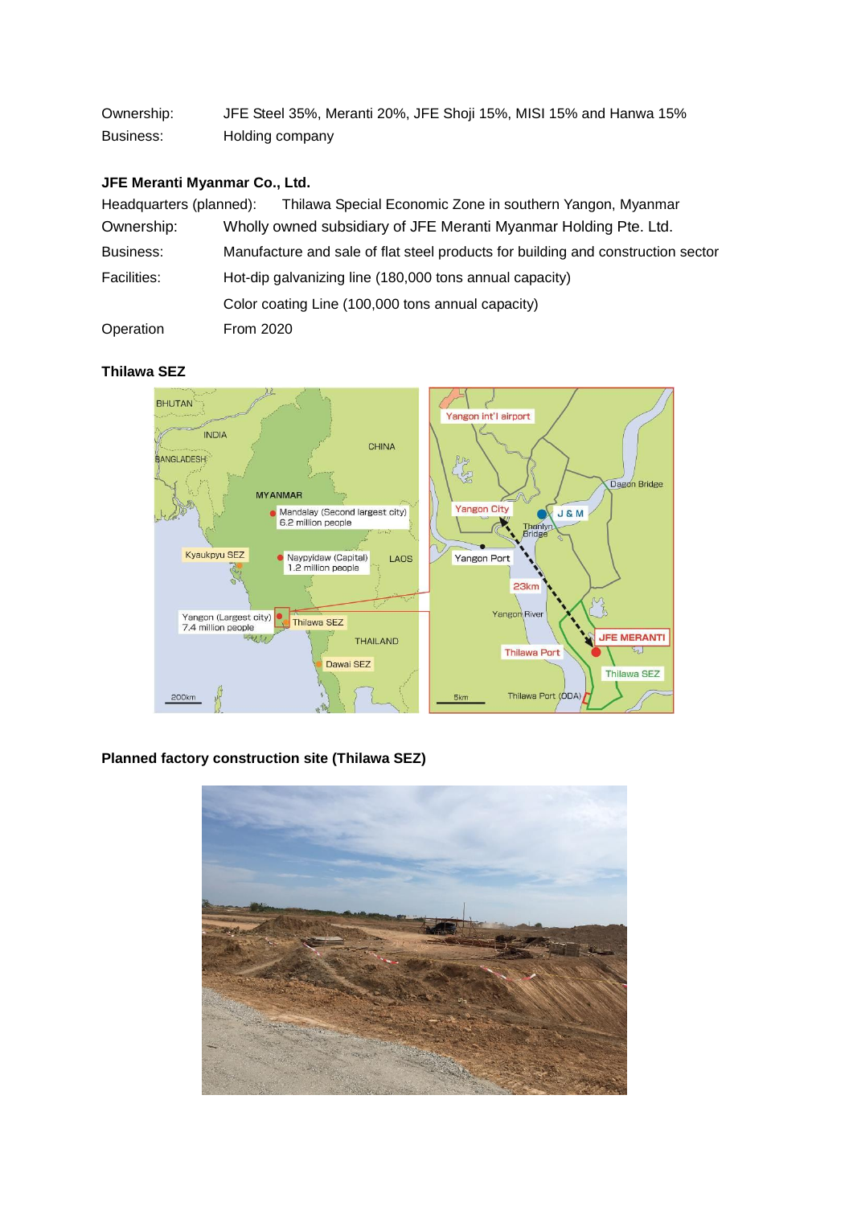| | |
|---|---|
| Ownership: | JFE Steel 35%, Meranti 20%, JFE Shoji 15%, MISI 15% and Hanwa 15% |
| Business: | Holding company |

**JFE Meranti Myanmar Co., Ltd.**

| | |
|---|---|
| Headquarters (planned): | Thilawa Special Economic Zone in southern Yangon, Myanmar |
| Ownership: | Wholly owned subsidiary of JFE Meranti Myanmar Holding Pte. Ltd. |
| Business: | Manufacture and sale of flat steel products for building and construction sector |
| Facilities: | Hot-dip galvanizing line (180,000 tons annual capacity) |
| | Color coating Line (100,000 tons annual capacity) |
| Operation | From 2020 |

**Thilawa SEZ**

**Planned factory construction site (Thilawa SEZ)**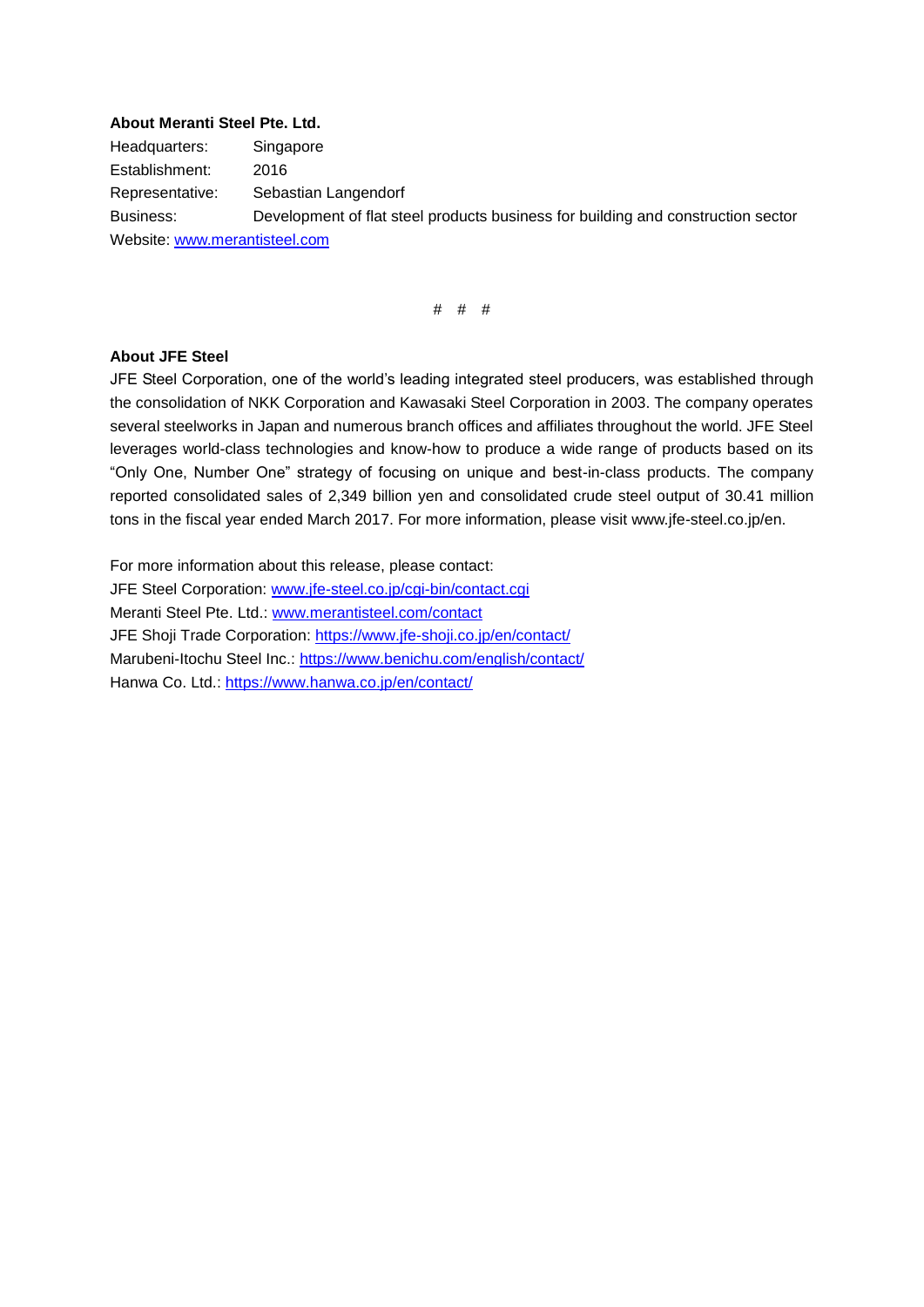**About Meranti Steel Pte. Ltd.**

| | |
|---|---|
| Headquarters: | Singapore |
| Establishment: | 2016 |
| Representative: | Sebastian Langendorf |
| Business: | Development of flat steel products business for building and construction sector |

Website: [www.merantisteel.com](http://www.merantisteel.com)

# # #

**About JFE Steel**

JFE Steel Corporation, one of the world's leading integrated steel producers, was established through the consolidation of NKK Corporation and Kawasaki Steel Corporation in 2003. The company operates several steelworks in Japan and numerous branch offices and affiliates throughout the world. JFE Steel leverages world-class technologies and know-how to produce a wide range of products based on its "Only One, Number One" strategy of focusing on unique and best-in-class products. The company reported consolidated sales of 2,349 billion yen and consolidated crude steel output of 30.41 million tons in the fiscal year ended March 2017. For more information, please visit www.jfe-steel.co.jp/en.

For more information about this release, please contact:
JFE Steel Corporation: [www.jfe-steel.co.jp/cgi-bin/contact.cgi](http://www.jfe-steel.co.jp/cgi-bin/contact.cgi)
Meranti Steel Pte. Ltd.: [www.merantisteel.com/contact](http://www.merantisteel.com/contact)
JFE Shoji Trade Corporation: [https://www.jfe-shoji.co.jp/en/contact/](https://www.jfe-shoji.co.jp/en/contact/)
Marubeni-Itochu Steel Inc.: [https://www.benichu.com/english/contact/](https://www.benichu.com/english/contact/)
Hanwa Co. Ltd.: [https://www.hanwa.co.jp/en/contact/](https://www.hanwa.co.jp/en/contact/)